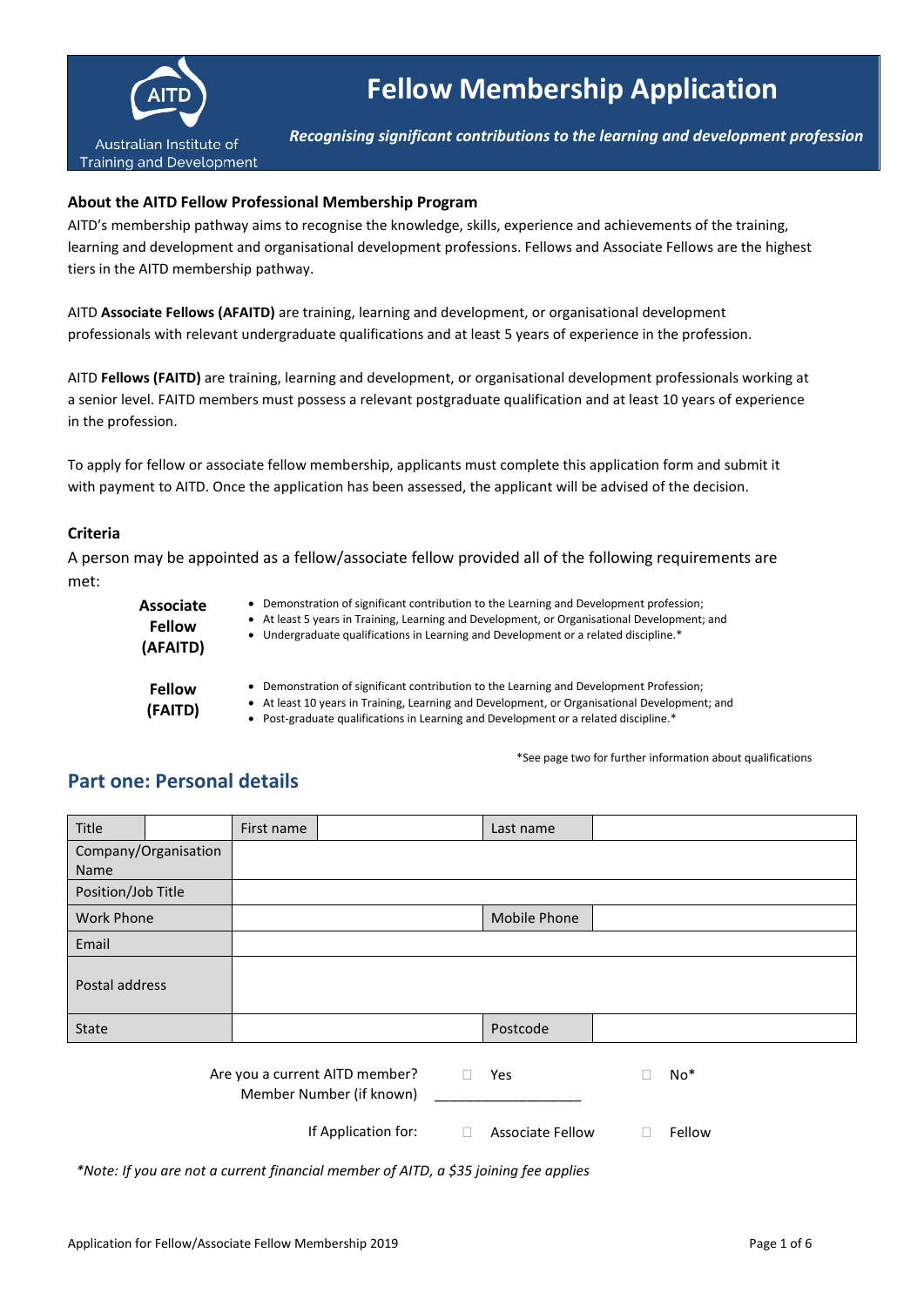# Fellow Membership Application

AITD

Australian Institute of Training and Development

***Recognising significant contributions to the learning and development profession***

### About the AITD Fellow Professional Membership Program

AITD's membership pathway aims to recognise the knowledge, skills, experience and achievements of the training, learning and development and organisational development professions. Fellows and Associate Fellows are the highest tiers in the AITD membership pathway.

AITD **Associate Fellows (AFAITD)** are training, learning and development, or organisational development professionals with relevant undergraduate qualifications and at least 5 years of experience in the profession.

AITD **Fellows (FAITD)** are training, learning and development, or organisational development professionals working at a senior level. FAITD members must possess a relevant postgraduate qualification and at least 10 years of experience in the profession.

To apply for fellow or associate fellow membership, applicants must complete this application form and submit it with payment to AITD. Once the application has been assessed, the applicant will be advised of the decision.

### Criteria

A person may be appointed as a fellow/associate fellow provided all of the following requirements are met:

**Associate Fellow (AFAITD)**

- Demonstration of significant contribution to the Learning and Development profession;
- At least 5 years in Training, Learning and Development, or Organisational Development; and
- Undergraduate qualifications in Learning and Development or a related discipline.*

**Fellow (FAITD)**

- Demonstration of significant contribution to the Learning and Development Profession;
- At least 10 years in Training, Learning and Development, or Organisational Development; and
- Post-graduate qualifications in Learning and Development or a related discipline.*

*See page two for further information about qualifications

## Part one: Personal details

| Title | | First name | | Last name | |
|---|---|---|---|---|---|
| Company/Organisation Name | | | | | |
| Position/Job Title | | | | | |
| Work Phone | | | | Mobile Phone | |
| Email | | | | | |
| Postal address | | | | | |
| State | | | | Postcode | |

Are you a current AITD member? ☐ Yes ☐ No*

Member Number (if known) ___________________

If Application for: ☐ Associate Fellow ☐ Fellow

*\*Note: If you are not a current financial member of AITD, a $35 joining fee applies*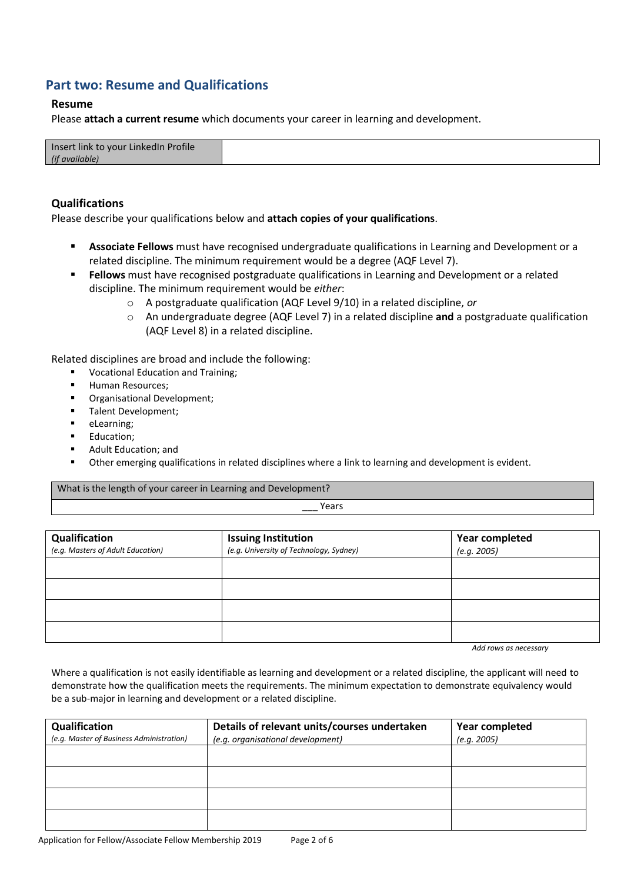## Part two: Resume and Qualifications

### Resume

Please **attach a current resume** which documents your career in learning and development.

| Insert link to your LinkedIn Profile *(if available)* | |
|---|---|

### Qualifications

Please describe your qualifications below and **attach copies of your qualifications**.

- **Associate Fellows** must have recognised undergraduate qualifications in Learning and Development or a related discipline. The minimum requirement would be a degree (AQF Level 7).
- **Fellows** must have recognised postgraduate qualifications in Learning and Development or a related discipline. The minimum requirement would be *either*:
  - A postgraduate qualification (AQF Level 9/10) in a related discipline, *or*
  - An undergraduate degree (AQF Level 7) in a related discipline **and** a postgraduate qualification (AQF Level 8) in a related discipline.

Related disciplines are broad and include the following:

- Vocational Education and Training;
- Human Resources;
- Organisational Development;
- Talent Development;
- eLearning;
- Education;
- Adult Education; and
- Other emerging qualifications in related disciplines where a link to learning and development is evident.

| What is the length of your career in Learning and Development? |
|---|
| ___ Years |

| **Qualification** *(e.g. Masters of Adult Education)* | **Issuing Institution** *(e.g. University of Technology, Sydney)* | **Year completed** *(e.g. 2005)* |
|---|---|---|
| | | |
| | | |
| | | |
| | | |

*Add rows as necessary*

Where a qualification is not easily identifiable as learning and development or a related discipline, the applicant will need to demonstrate how the qualification meets the requirements. The minimum expectation to demonstrate equivalency would be a sub-major in learning and development or a related discipline.

| **Qualification** *(e.g. Master of Business Administration)* | **Details of relevant units/courses undertaken** *(e.g. organisational development)* | **Year completed** *(e.g. 2005)* |
|---|---|---|
| | | |
| | | |
| | | |
| | | |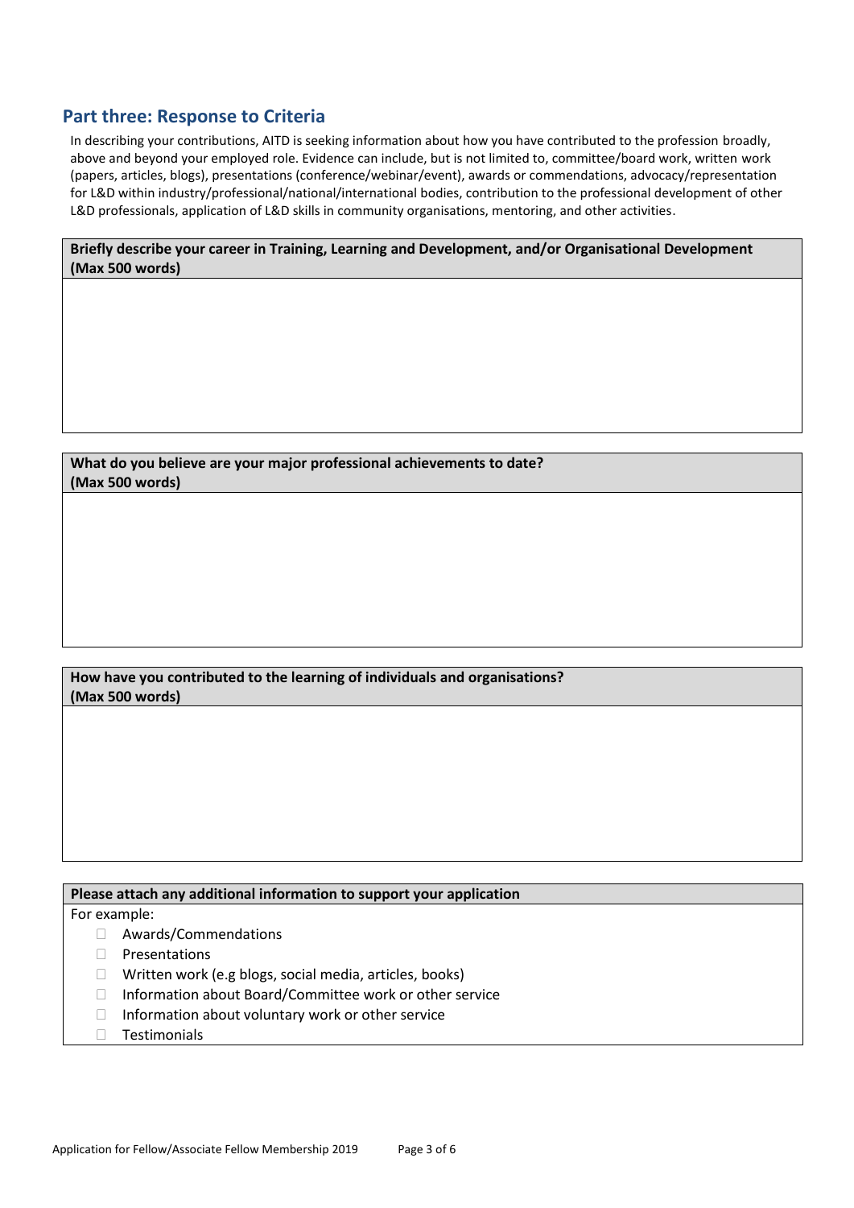## Part three: Response to Criteria

In describing your contributions, AITD is seeking information about how you have contributed to the profession broadly, above and beyond your employed role. Evidence can include, but is not limited to, committee/board work, written work (papers, articles, blogs), presentations (conference/webinar/event), awards or commendations, advocacy/representation for L&D within industry/professional/national/international bodies, contribution to the professional development of other L&D professionals, application of L&D skills in community organisations, mentoring, and other activities.

| **Briefly describe your career in Training, Learning and Development, and/or Organisational Development (Max 500 words)** |
| --- |
| |

| **What do you believe are your major professional achievements to date? (Max 500 words)** |
| --- |
| |

| **How have you contributed to the learning of individuals and organisations? (Max 500 words)** |
| --- |
| |

| **Please attach any additional information to support your application** |
| --- |
| For example:<br>☐ Awards/Commendations<br>☐ Presentations<br>☐ Written work (e.g blogs, social media, articles, books)<br>☐ Information about Board/Committee work or other service<br>☐ Information about voluntary work or other service<br>☐ Testimonials |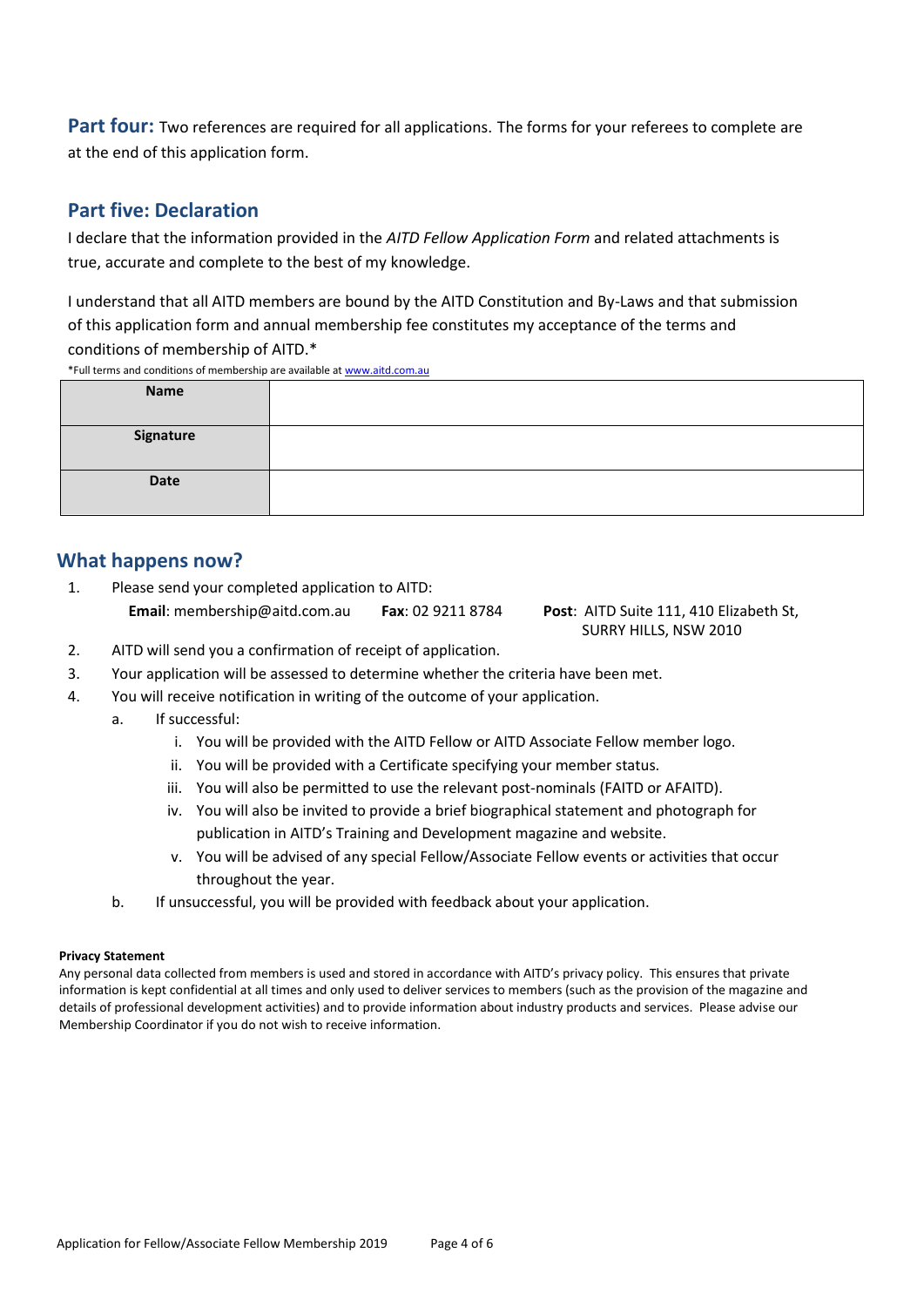**Part four:** Two references are required for all applications. The forms for your referees to complete are at the end of this application form.

## Part five: Declaration

I declare that the information provided in the *AITD Fellow Application Form* and related attachments is true, accurate and complete to the best of my knowledge.

I understand that all AITD members are bound by the AITD Constitution and By-Laws and that submission of this application form and annual membership fee constitutes my acceptance of the terms and conditions of membership of AITD.*

*Full terms and conditions of membership are available at www.aitd.com.au

| **Name** | |
|---|---|
| **Signature** | |
| **Date** | |

## What happens now?

1. Please send your completed application to AITD:
   **Email**: membership@aitd.com.au **Fax**: 02 9211 8784 **Post**: AITD Suite 111, 410 Elizabeth St, SURRY HILLS, NSW 2010
2. AITD will send you a confirmation of receipt of application.
3. Your application will be assessed to determine whether the criteria have been met.
4. You will receive notification in writing of the outcome of your application.
   a. If successful:
      i. You will be provided with the AITD Fellow or AITD Associate Fellow member logo.
      ii. You will be provided with a Certificate specifying your member status.
      iii. You will also be permitted to use the relevant post-nominals (FAITD or AFAITD).
      iv. You will also be invited to provide a brief biographical statement and photograph for publication in AITD's Training and Development magazine and website.
      v. You will be advised of any special Fellow/Associate Fellow events or activities that occur throughout the year.
   b. If unsuccessful, you will be provided with feedback about your application.

**Privacy Statement**

Any personal data collected from members is used and stored in accordance with AITD's privacy policy. This ensures that private information is kept confidential at all times and only used to deliver services to members (such as the provision of the magazine and details of professional development activities) and to provide information about industry products and services. Please advise our Membership Coordinator if you do not wish to receive information.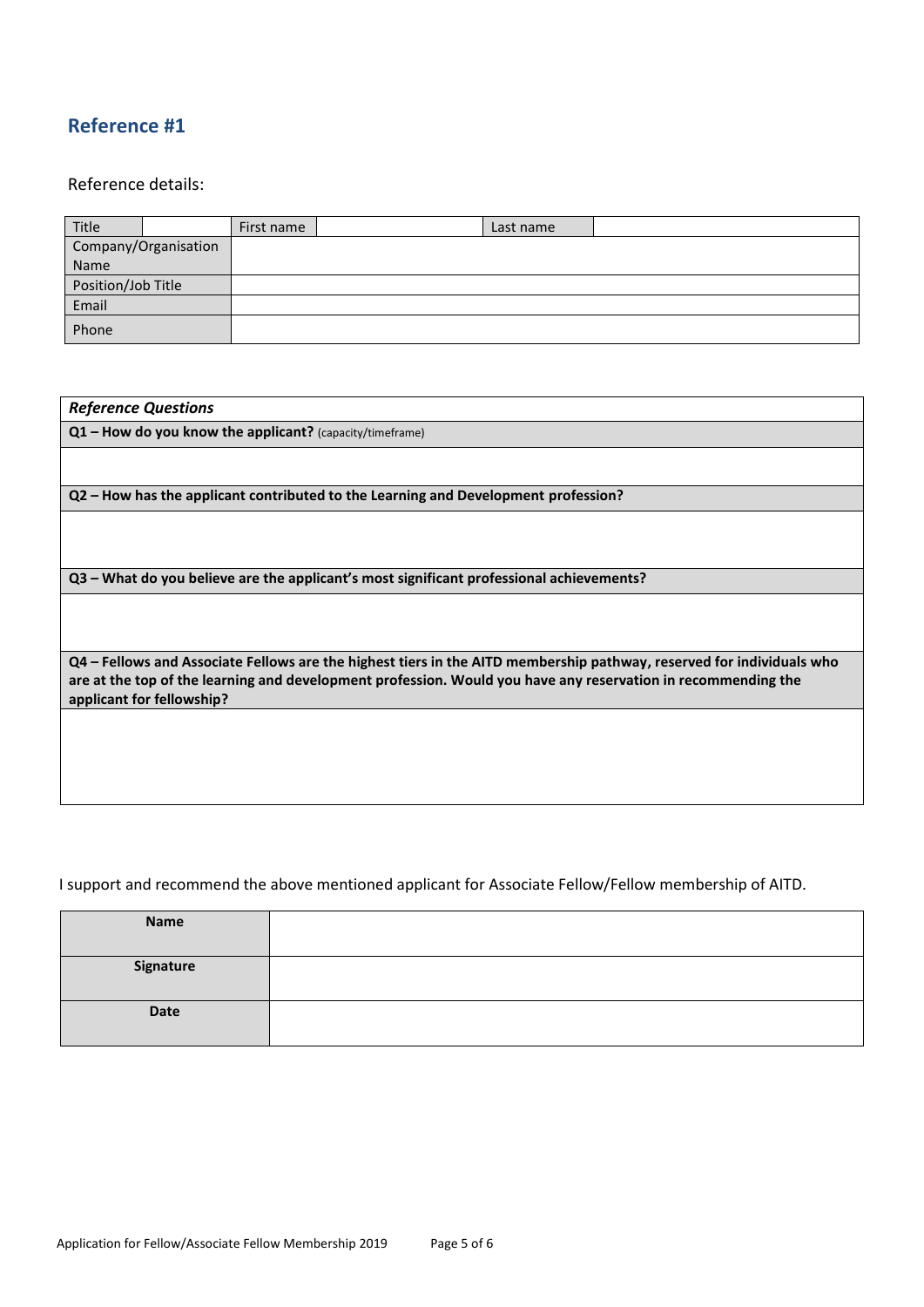## Reference #1

Reference details:

| Title | | First name | | Last name | |
|---|---|---|---|---|---|
| Company/Organisation Name | | | | | |
| Position/Job Title | | | | | |
| Email | | | | | |
| Phone | | | | | |

| *Reference Questions* |
|---|
| **Q1 – How do you know the applicant?** (capacity/timeframe) |
| |
| **Q2 – How has the applicant contributed to the Learning and Development profession?** |
| |
| **Q3 – What do you believe are the applicant's most significant professional achievements?** |
| |
| **Q4 – Fellows and Associate Fellows are the highest tiers in the AITD membership pathway, reserved for individuals who are at the top of the learning and development profession. Would you have any reservation in recommending the applicant for fellowship?** |
| |

I support and recommend the above mentioned applicant for Associate Fellow/Fellow membership of AITD.

| **Name** | |
|---|---|
| **Signature** | |
| **Date** | |

Application for Fellow/Associate Fellow Membership 2019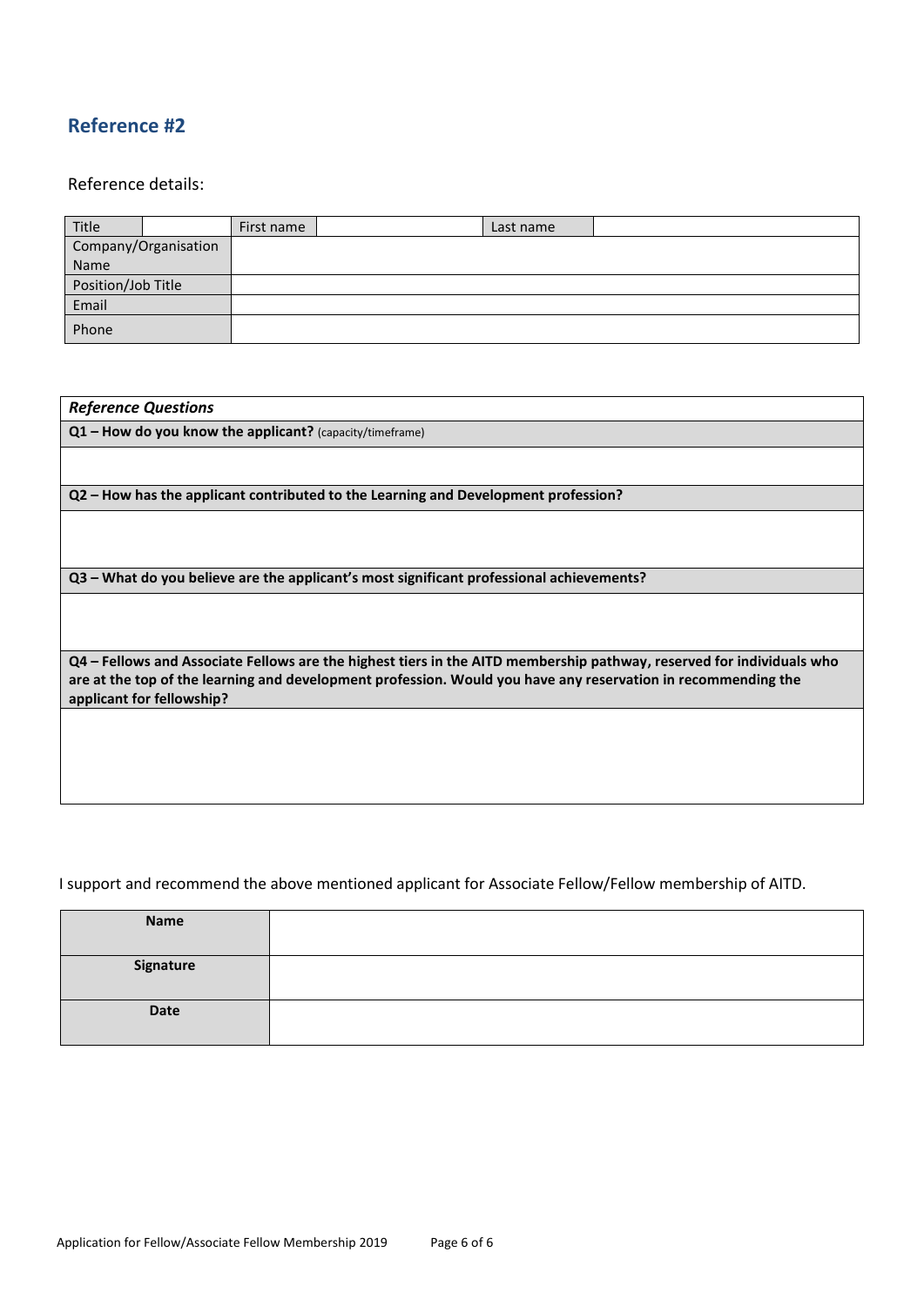## Reference #2

Reference details:

| | | | | | |
|---|---|---|---|---|---|
| Title | | First name | | Last name | |
| Company/Organisation Name | | | | | |
| Position/Job Title | | | | | |
| Email | | | | | |
| Phone | | | | | |

| ***Reference Questions*** |
|---|
| **Q1 – How do you know the applicant?** (capacity/timeframe) |
| |
| **Q2 – How has the applicant contributed to the Learning and Development profession?** |
| |
| **Q3 – What do you believe are the applicant's most significant professional achievements?** |
| |
| **Q4 – Fellows and Associate Fellows are the highest tiers in the AITD membership pathway, reserved for individuals who are at the top of the learning and development profession. Would you have any reservation in recommending the applicant for fellowship?** |
| |

I support and recommend the above mentioned applicant for Associate Fellow/Fellow membership of AITD.

| | |
|---|---|
| **Name** | |
| **Signature** | |
| **Date** | |

Application for Fellow/Associate Fellow Membership 2019